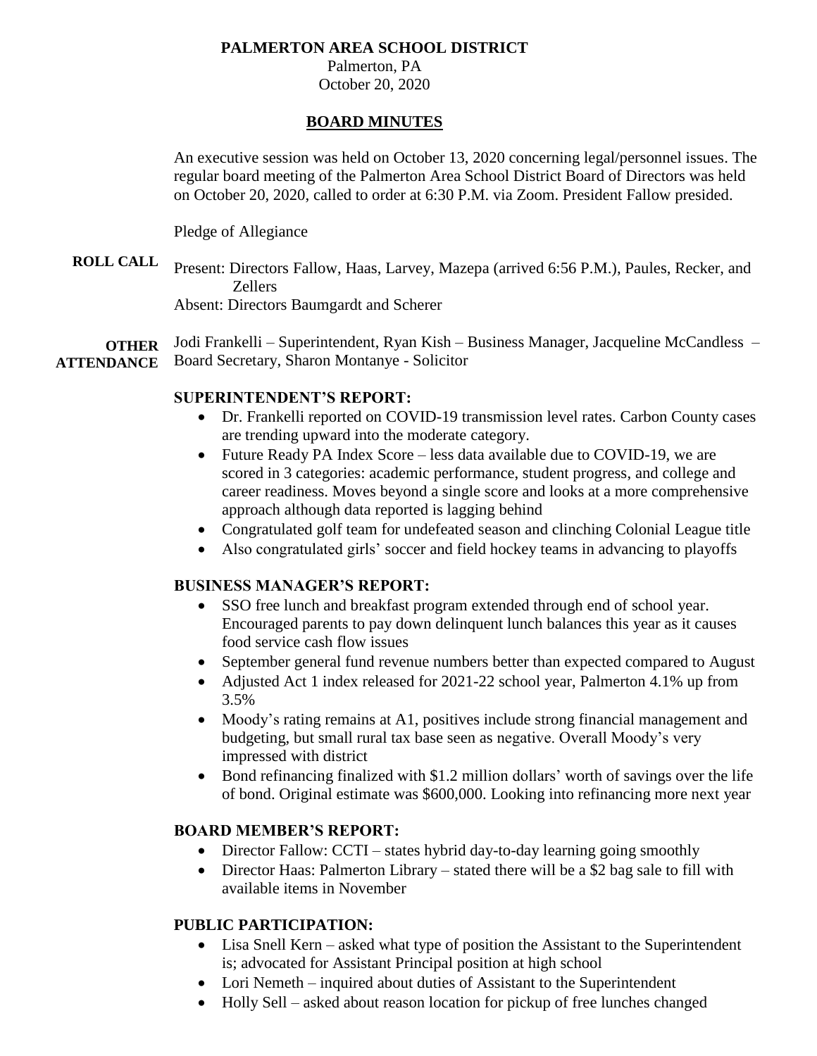# PALMERTON AREA SCHOOL DISTRICT

Palmerton, PA
October 20, 2020

## BOARD MINUTES

An executive session was held on October 13, 2020 concerning legal/personnel issues. The regular board meeting of the Palmerton Area School District Board of Directors was held on October 20, 2020, called to order at 6:30 P.M. via Zoom. President Fallow presided.

Pledge of Allegiance

**ROLL CALL**

Present: Directors Fallow, Haas, Larvey, Mazepa (arrived 6:56 P.M.), Paules, Recker, and Zellers
Absent: Directors Baumgardt and Scherer

**OTHER ATTENDANCE**

Jodi Frankelli – Superintendent, Ryan Kish – Business Manager, Jacqueline McCandless – Board Secretary, Sharon Montanye - Solicitor

### SUPERINTENDENT'S REPORT:

- Dr. Frankelli reported on COVID-19 transmission level rates. Carbon County cases are trending upward into the moderate category.
- Future Ready PA Index Score – less data available due to COVID-19, we are scored in 3 categories: academic performance, student progress, and college and career readiness. Moves beyond a single score and looks at a more comprehensive approach although data reported is lagging behind
- Congratulated golf team for undefeated season and clinching Colonial League title
- Also congratulated girls' soccer and field hockey teams in advancing to playoffs

### BUSINESS MANAGER'S REPORT:

- SSO free lunch and breakfast program extended through end of school year. Encouraged parents to pay down delinquent lunch balances this year as it causes food service cash flow issues
- September general fund revenue numbers better than expected compared to August
- Adjusted Act 1 index released for 2021-22 school year, Palmerton 4.1% up from 3.5%
- Moody's rating remains at A1, positives include strong financial management and budgeting, but small rural tax base seen as negative. Overall Moody's very impressed with district
- Bond refinancing finalized with $1.2 million dollars' worth of savings over the life of bond. Original estimate was $600,000. Looking into refinancing more next year

### BOARD MEMBER'S REPORT:

- Director Fallow: CCTI – states hybrid day-to-day learning going smoothly
- Director Haas: Palmerton Library – stated there will be a $2 bag sale to fill with available items in November

### PUBLIC PARTICIPATION:

- Lisa Snell Kern – asked what type of position the Assistant to the Superintendent is; advocated for Assistant Principal position at high school
- Lori Nemeth – inquired about duties of Assistant to the Superintendent
- Holly Sell – asked about reason location for pickup of free lunches changed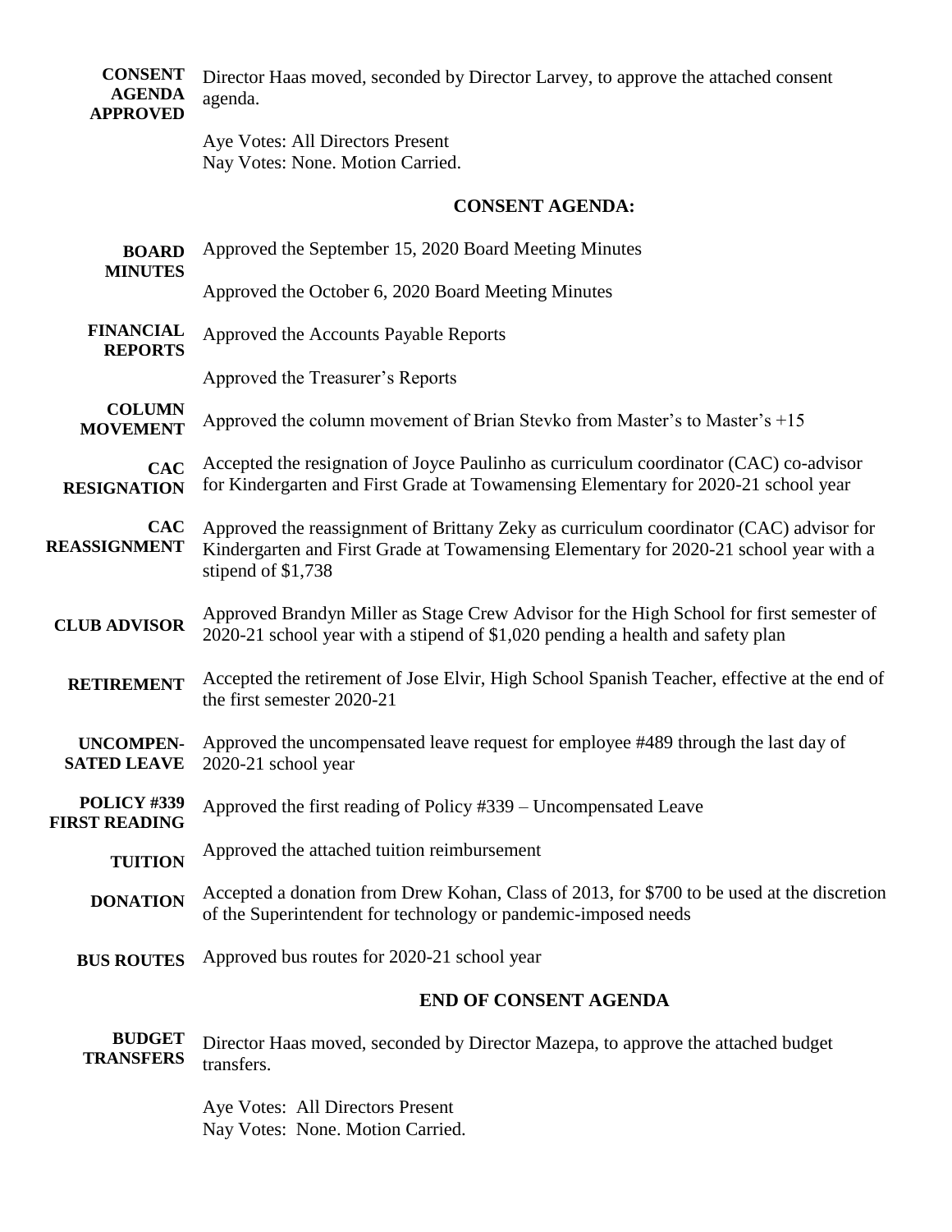**CONSENT AGENDA APPROVED**

Director Haas moved, seconded by Director Larvey, to approve the attached consent agenda.

Aye Votes: All Directors Present
Nay Votes: None. Motion Carried.

## CONSENT AGENDA:

**BOARD MINUTES**

Approved the September 15, 2020 Board Meeting Minutes

Approved the October 6, 2020 Board Meeting Minutes

**FINANCIAL REPORTS**

Approved the Accounts Payable Reports

Approved the Treasurer's Reports

**COLUMN MOVEMENT**

Approved the column movement of Brian Stevko from Master's to Master's +15

**CAC RESIGNATION**

Accepted the resignation of Joyce Paulinho as curriculum coordinator (CAC) co-advisor for Kindergarten and First Grade at Towamensing Elementary for 2020-21 school year

**CAC REASSIGNMENT**

Approved the reassignment of Brittany Zeky as curriculum coordinator (CAC) advisor for Kindergarten and First Grade at Towamensing Elementary for 2020-21 school year with a stipend of $1,738

**CLUB ADVISOR**

Approved Brandyn Miller as Stage Crew Advisor for the High School for first semester of 2020-21 school year with a stipend of $1,020 pending a health and safety plan

**RETIREMENT**

Accepted the retirement of Jose Elvir, High School Spanish Teacher, effective at the end of the first semester 2020-21

**UNCOMPENSATED LEAVE**

Approved the uncompensated leave request for employee #489 through the last day of 2020-21 school year

**POLICY #339 FIRST READING**

Approved the first reading of Policy #339 – Uncompensated Leave

**TUITION**

Approved the attached tuition reimbursement

**DONATION**

Accepted a donation from Drew Kohan, Class of 2013, for $700 to be used at the discretion of the Superintendent for technology or pandemic-imposed needs

**BUS ROUTES**

Approved bus routes for 2020-21 school year

## END OF CONSENT AGENDA

**BUDGET TRANSFERS**

Director Haas moved, seconded by Director Mazepa, to approve the attached budget transfers.

Aye Votes: All Directors Present
Nay Votes: None. Motion Carried.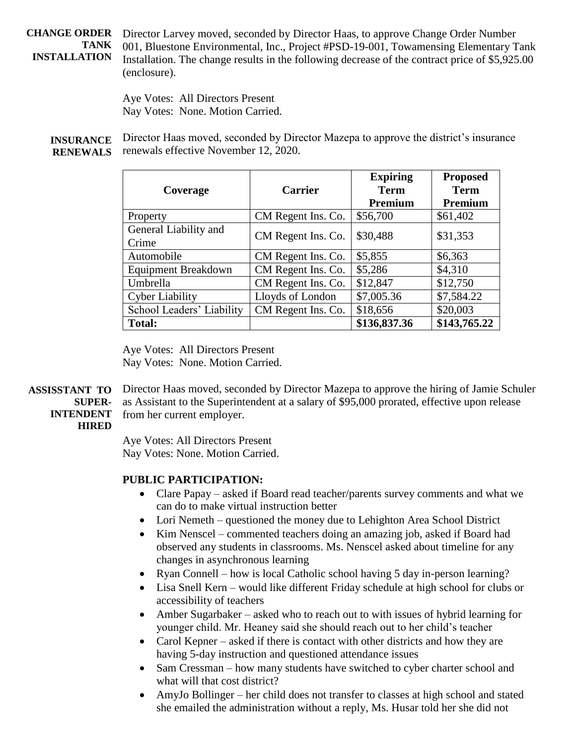**CHANGE ORDER TANK INSTALLATION**

Director Larvey moved, seconded by Director Haas, to approve Change Order Number 001, Bluestone Environmental, Inc., Project #PSD-19-001, Towamensing Elementary Tank Installation. The change results in the following decrease of the contract price of $5,925.00 (enclosure).

Aye Votes: All Directors Present
Nay Votes: None. Motion Carried.

**INSURANCE RENEWALS**

Director Haas moved, seconded by Director Mazepa to approve the district's insurance renewals effective November 12, 2020.

| Coverage | Carrier | Expiring Term Premium | Proposed Term Premium |
|---|---|---|---|
| Property | CM Regent Ins. Co. | $56,700 | $61,402 |
| General Liability and Crime | CM Regent Ins. Co. | $30,488 | $31,353 |
| Automobile | CM Regent Ins. Co. | $5,855 | $6,363 |
| Equipment Breakdown | CM Regent Ins. Co. | $5,286 | $4,310 |
| Umbrella | CM Regent Ins. Co. | $12,847 | $12,750 |
| Cyber Liability | Lloyds of London | $7,005.36 | $7,584.22 |
| School Leaders' Liability | CM Regent Ins. Co. | $18,656 | $20,003 |
| **Total:** | | **$136,837.36** | **$143,765.22** |

Aye Votes: All Directors Present
Nay Votes: None. Motion Carried.

**ASSISSTANT TO SUPER-INTENDENT HIRED**

Director Haas moved, seconded by Director Mazepa to approve the hiring of Jamie Schuler as Assistant to the Superintendent at a salary of $95,000 prorated, effective upon release from her current employer.

Aye Votes: All Directors Present
Nay Votes: None. Motion Carried.

**PUBLIC PARTICIPATION:**

- Clare Papay – asked if Board read teacher/parents survey comments and what we can do to make virtual instruction better
- Lori Nemeth – questioned the money due to Lehighton Area School District
- Kim Nenscel – commented teachers doing an amazing job, asked if Board had observed any students in classrooms. Ms. Nenscel asked about timeline for any changes in asynchronous learning
- Ryan Connell – how is local Catholic school having 5 day in-person learning?
- Lisa Snell Kern – would like different Friday schedule at high school for clubs or accessibility of teachers
- Amber Sugarbaker – asked who to reach out to with issues of hybrid learning for younger child. Mr. Heaney said she should reach out to her child's teacher
- Carol Kepner – asked if there is contact with other districts and how they are having 5-day instruction and questioned attendance issues
- Sam Cressman – how many students have switched to cyber charter school and what will that cost district?
- AmyJo Bollinger – her child does not transfer to classes at high school and stated she emailed the administration without a reply, Ms. Husar told her she did not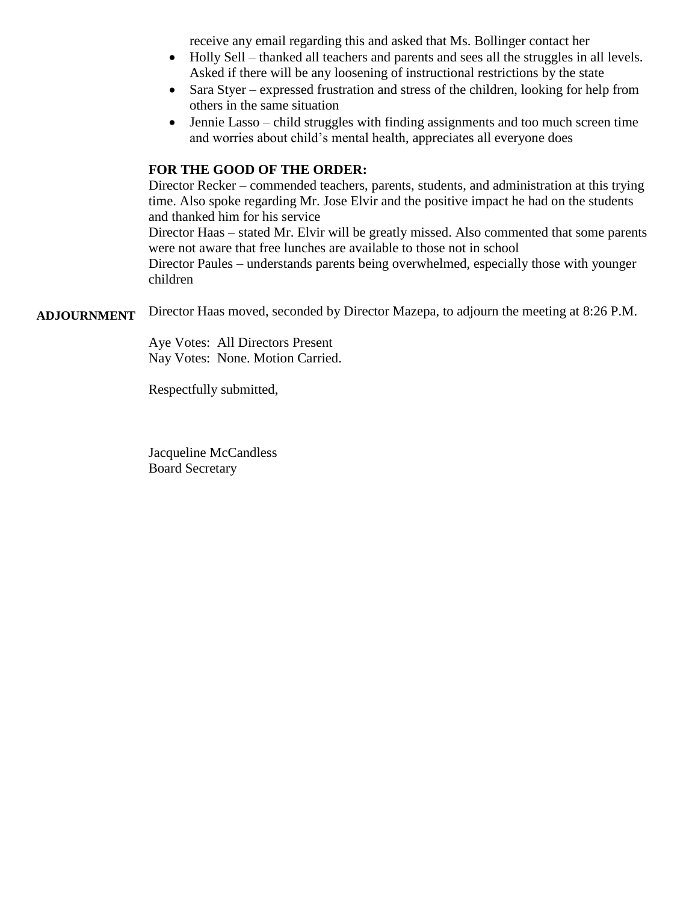receive any email regarding this and asked that Ms. Bollinger contact her

- Holly Sell – thanked all teachers and parents and sees all the struggles in all levels. Asked if there will be any loosening of instructional restrictions by the state
- Sara Styer – expressed frustration and stress of the children, looking for help from others in the same situation
- Jennie Lasso – child struggles with finding assignments and too much screen time and worries about child's mental health, appreciates all everyone does

**FOR THE GOOD OF THE ORDER:**

Director Recker – commended teachers, parents, students, and administration at this trying time. Also spoke regarding Mr. Jose Elvir and the positive impact he had on the students and thanked him for his service

Director Haas – stated Mr. Elvir will be greatly missed. Also commented that some parents were not aware that free lunches are available to those not in school

Director Paules – understands parents being overwhelmed, especially those with younger children

**ADJOURNMENT**

Director Haas moved, seconded by Director Mazepa, to adjourn the meeting at 8:26 P.M.

Aye Votes: All Directors Present
Nay Votes: None. Motion Carried.

Respectfully submitted,

Jacqueline McCandless
Board Secretary